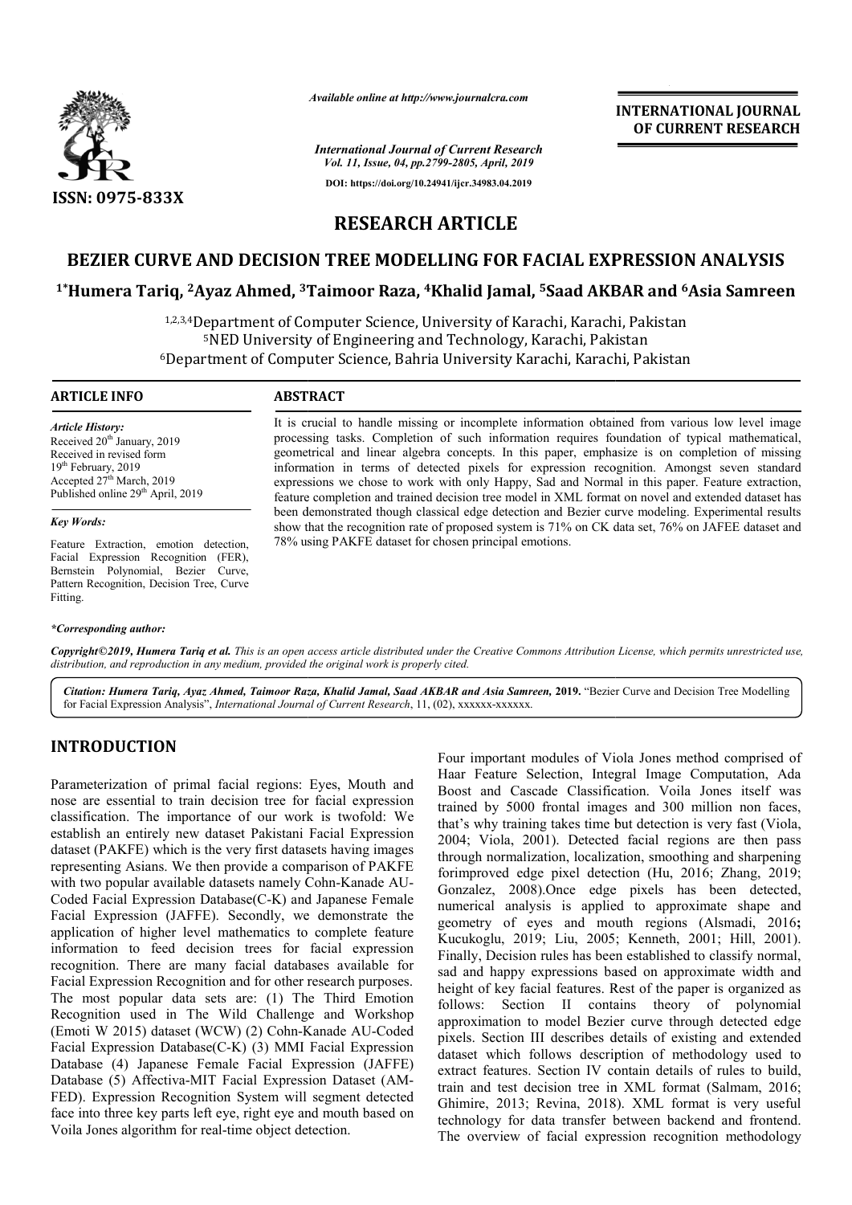# RESEARCH ARTICLE

## BEZIER CURVE AND DECISION TREE MODELLING FOR FACIAL EXPRESSION ANALYSIS

**[1*]Humera Tariq, [2]Ayaz Ahmed, [3]Taimoor Raza, [4]Khalid Jamal, [5]Saad AKBAR and [6]Asia Samreen**

[1,2,3,4]Department of Computer Science, University of Karachi, Karachi, Pakistan
[5]NED University of Engineering and Technology, Karachi, Pakistan
[6]Department of Computer Science, Bahria University Karachi, Karachi, Pakistan

### ARTICLE INFO

*Article History:*
Received 20th January, 2019
Received in revised form 19th February, 2019
Accepted 27th March, 2019
Published online 29th April, 2019

*Key Words:*
Feature Extraction, emotion detection, Facial Expression Recognition (FER), Bernstein Polynomial, Bezier Curve, Pattern Recognition, Decision Tree, Curve Fitting.

*\*Corresponding author:*

### ABSTRACT

It is crucial to handle missing or incomplete information obtained from various low level image processing tasks. Completion of such information requires foundation of typical mathematical, geometrical and linear algebra concepts. In this paper, emphasize is on completion of missing information in terms of detected pixels for expression recognition. Amongst seven standard expressions we chose to work with only Happy, Sad and Normal in this paper. Feature extraction, feature completion and trained decision tree model in XML format on novel and extended dataset has been demonstrated though classical edge detection and Bezier curve modeling. Experimental results show that the recognition rate of proposed system is 71% on CK data set, 76% on JAFEE dataset and 78% using PAKFE dataset for chosen principal emotions.

*Copyright©2019, Humera Tariq et al. This is an open access article distributed under the Creative Commons Attribution License, which permits unrestricted use, distribution, and reproduction in any medium, provided the original work is properly cited.*

***Citation: Humera Tariq, Ayaz Ahmed, Taimoor Raza, Khalid Jamal, Saad AKBAR and Asia Samreen,*** **2019.** "Bezier Curve and Decision Tree Modelling for Facial Expression Analysis", *International Journal of Current Research*, 11, (02), xxxxxx-xxxxxx.

## INTRODUCTION

Parameterization of primal facial regions: Eyes, Mouth and nose are essential to train decision tree for facial expression classification. The importance of our work is twofold: We establish an entirely new dataset Pakistani Facial Expression dataset (PAKFE) which is the very first datasets having images representing Asians. We then provide a comparison of PAKFE with two popular available datasets namely Cohn-Kanade AU-Coded Facial Expression Database(C-K) and Japanese Female Facial Expression (JAFFE). Secondly, we demonstrate the application of higher level mathematics to complete feature information to feed decision trees for facial expression recognition. There are many facial databases available for Facial Expression Recognition and for other research purposes. The most popular data sets are: (1) The Third Emotion Recognition used in The Wild Challenge and Workshop (Emoti W 2015) dataset (WCW) (2) Cohn-Kanade AU-Coded Facial Expression Database(C-K) (3) MMI Facial Expression Database (4) Japanese Female Facial Expression (JAFFE) Database (5) Affectiva-MIT Facial Expression Dataset (AM-FED). Expression Recognition System will segment detected face into three key parts left eye, right eye and mouth based on Voila Jones algorithm for real-time object detection.

Four important modules of Viola Jones method comprised of Haar Feature Selection, Integral Image Computation, Ada Boost and Cascade Classification. Voila Jones itself was trained by 5000 frontal images and 300 million non faces, that's why training takes time but detection is very fast (Viola, 2004; Viola, 2001). Detected facial regions are then pass through normalization, localization, smoothing and sharpening forimproved edge pixel detection (Hu, 2016; Zhang, 2019; Gonzalez, 2008).Once edge pixels has been detected, numerical analysis is applied to approximate shape and geometry of eyes and mouth regions (Alsmadi, 2016**;** Kucukoglu, 2019; Liu, 2005; Kenneth, 2001; Hill, 2001). Finally, Decision rules has been established to classify normal, sad and happy expressions based on approximate width and height of key facial features. Rest of the paper is organized as follows: Section II contains theory of polynomial approximation to model Bezier curve through detected edge pixels. Section III describes details of existing and extended dataset which follows description of methodology used to extract features. Section IV contain details of rules to build, train and test decision tree in XML format (Salmam, 2016; Ghimire, 2013; Revina, 2018). XML format is very useful technology for data transfer between backend and frontend. The overview of facial expression recognition methodology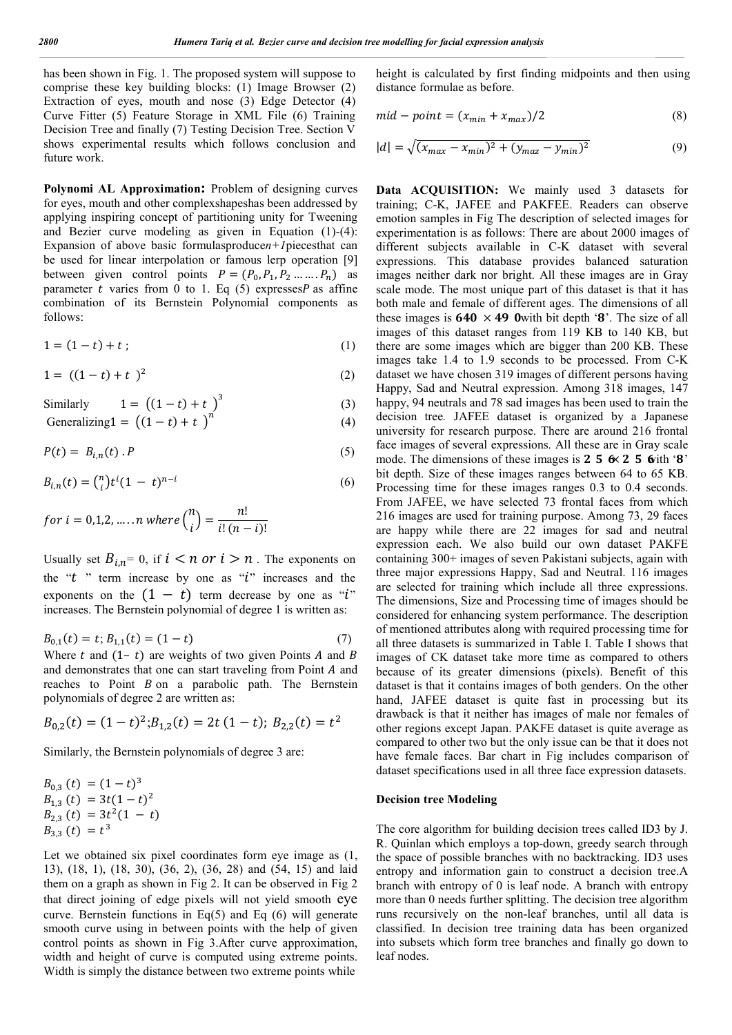has been shown in Fig. 1. The proposed system will suppose to comprise these key building blocks: (1) Image Browser (2) Extraction of eyes, mouth and nose (3) Edge Detector (4) Curve Fitter (5) Feature Storage in XML File (6) Training Decision Tree and finally (7) Testing Decision Tree. Section V shows experimental results which follows conclusion and future work.

**Polynomi AL Approximation:** Problem of designing curves for eyes, mouth and other complexshapeshas been addressed by applying inspiring concept of partitioning unity for Tweening and Bezier curve modeling as given in Equation (1)-(4): Expansion of above basic formulasproduce*n+1*piecesthat can be used for linear interpolation or famous lerp operation [9] between given control points $P = (P_0, P_1, P_2 \ldots \ldots . P_n)$ as parameter $t$ varies from 0 to 1. Eq (5) expresses$P$ as affine combination of its Bernstein Polynomial components as follows:

$$1 = (1 - t) + t \; ; \tag{1}$$

$$1 = \; ((1 - t) + t \;)^2 \tag{2}$$

$$\text{Similarly} \qquad 1 = \left((1 - t) + t \;\right)^3 \tag{3}$$

$$\text{Generalizing} 1 = \left((1 - t) + t \;\right)^n \tag{4}$$

$$P(t) = \; B_{i,n}(t) \,.\, P \tag{5}$$

$$B_{i,n}(t) = \binom{n}{i} t^i (1 \; - \; t)^{n-i} \tag{6}$$

$$for \; i = 0,1,2, \ldots . . n \; where \binom{n}{i} = \frac{n!}{i! \, (n - i)!}$$

Usually set $B_{i,n}$= 0, if $i < n \; or \; i > n$ . The exponents on the "$t$ " term increase by one as "$i$" increases and the exponents on the $(1 \; - \; t)$ term decrease by one as "$i$" increases. The Bernstein polynomial of degree 1 is written as:

$$B_{0,1}(t) = t ; B_{1,1}(t) = (1 - t) \tag{7}$$

Where $t$ and (1− $t$) are weights of two given Points $A$ and $B$ and demonstrates that one can start traveling from Point $A$ and reaches to Point $B$ on a parabolic path. The Bernstein polynomials of degree 2 are written as:

$$B_{0,2}(t) = (1 - t)^2 ; B_{1,2}(t) = 2t \; (1 - t); \; B_{2,2}(t) = t^2$$

Similarly, the Bernstein polynomials of degree 3 are:

$$B_{0,3} \; (t) \; = (1 - t)^3$$
$$B_{1,3} \; (t) \; = 3t(1 - t)^2$$
$$B_{2,3} \; (t) \; = 3t^2(1 \; - \; t)$$
$$B_{3,3} \; (t) \; = t^3$$

Let we obtained six pixel coordinates form eye image as (1, 13), (18, 1), (18, 30), (36, 2), (36, 28) and (54, 15) and laid them on a graph as shown in Fig 2. It can be observed in Fig 2 that direct joining of edge pixels will not yield smooth eye curve. Bernstein functions in Eq(5) and Eq (6) will generate smooth curve using in between points with the help of given control points as shown in Fig 3.After curve approximation, width and height of curve is computed using extreme points. Width is simply the distance between two extreme points while height is calculated by first finding midpoints and then using distance formulae as before.

$$mid - point = (x_{min} + x_{max})/2 \tag{8}$$

$$|d| = \sqrt{(x_{max} - x_{min})^2 + (y_{maz} - y_{min})^2} \tag{9}$$

**Data ACQUISITION:** We mainly used 3 datasets for training; C-K, JAFEE and PAKFEE. Readers can observe emotion samples in Fig The description of selected images for experimentation is as follows: There are about 2000 images of different subjects available in C-K dataset with several expressions. This database provides balanced saturation images neither dark nor bright. All these images are in Gray scale mode. The most unique part of this dataset is that it has both male and female of different ages. The dimensions of all these images is **640 × 49 0**with bit depth '**8**'. The size of all images of this dataset ranges from 119 KB to 140 KB, but there are some images which are bigger than 200 KB. These images take 1.4 to 1.9 seconds to be processed. From C-K dataset we have chosen 319 images of different persons having Happy, Sad and Neutral expression. Among 318 images, 147 happy, 94 neutrals and 78 sad images has been used to train the decision tree. JAFEE dataset is organized by a Japanese university for research purpose. There are around 216 frontal face images of several expressions. All these are in Gray scale mode. The dimensions of these images is **2 5 6**× **2 5 6**with '**8**' bit depth. Size of these images ranges between 64 to 65 KB. Processing time for these images ranges 0.3 to 0.4 seconds. From JAFEE, we have selected 73 frontal faces from which 216 images are used for training purpose. Among 73, 29 faces are happy while there are 22 images for sad and neutral expression each. We also build our own dataset PAKFE containing 300+ images of seven Pakistani subjects, again with three major expressions Happy, Sad and Neutral. 116 images are selected for training which include all three expressions. The dimensions, Size and Processing time of images should be considered for enhancing system performance. The description of mentioned attributes along with required processing time for all three datasets is summarized in Table I. Table I shows that images of CK dataset take more time as compared to others because of its greater dimensions (pixels). Benefit of this dataset is that it contains images of both genders. On the other hand, JAFEE dataset is quite fast in processing but its drawback is that it neither has images of male nor females of other regions except Japan. PAKFE dataset is quite average as compared to other two but the only issue can be that it does not have female faces. Bar chart in Fig includes comparison of dataset specifications used in all three face expression datasets.

### Decision tree Modeling

The core algorithm for building decision trees called ID3 by J. R. Quinlan which employs a top-down, greedy search through the space of possible branches with no backtracking. ID3 uses entropy and information gain to construct a decision tree.A branch with entropy of 0 is leaf node. A branch with entropy more than 0 needs further splitting. The decision tree algorithm runs recursively on the non-leaf branches, until all data is classified. In decision tree training data has been organized into subsets which form tree branches and finally go down to leaf nodes.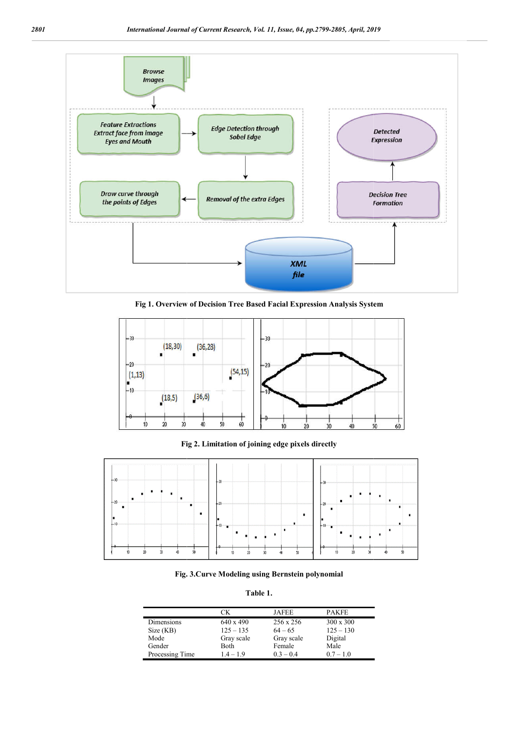Fig 1. Overview of Decision Tree Based Facial Expression Analysis System

Fig 2. Limitation of joining edge pixels directly

Fig. 3.Curve Modeling using Bernstein polynomial

Table 1.

| | CK | JAFEE | PAKFE |
|---|---|---|---|
| Dimensions | 640 x 490 | 256 x 256 | 300 x 300 |
| Size (KB) | 125 – 135 | 64 – 65 | 125 – 130 |
| Mode | Gray scale | Gray scale | Digital |
| Gender | Both | Female | Male |
| Processing Time | 1.4 – 1.9 | 0.3 – 0.4 | 0.7 – 1.0 |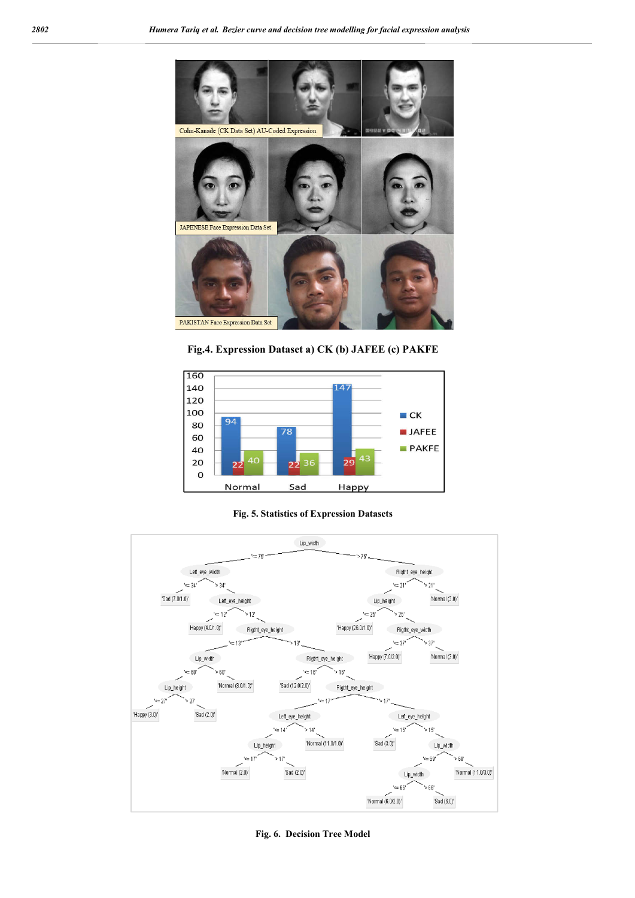**Fig.4. Expression Dataset a) CK (b) JAFEE (c) PAKFE**

**Fig. 5. Statistics of Expression Datasets**

**Fig. 6. Decision Tree Model**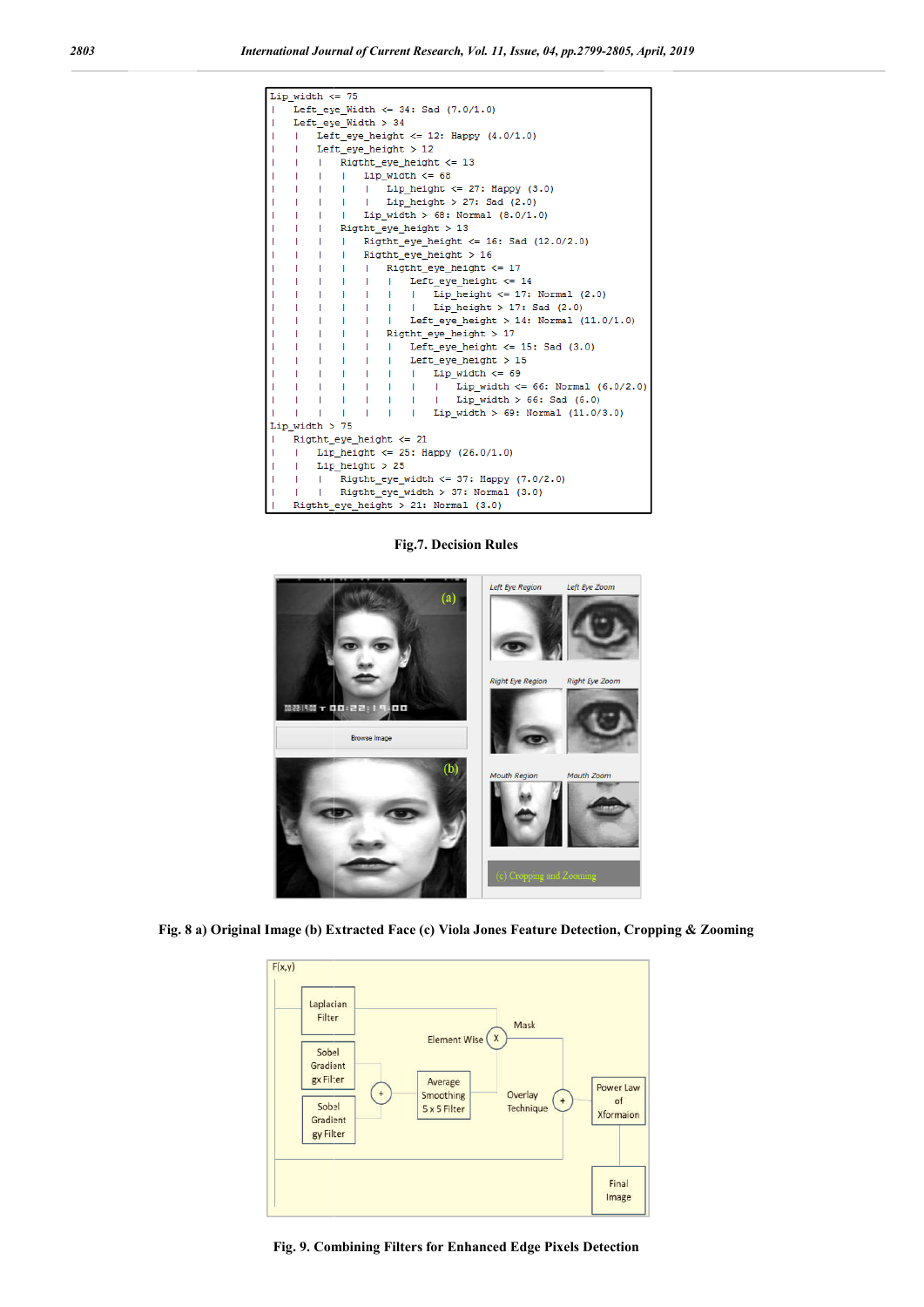```
Lip_width <= 75
|   Left_eye_Width <= 34: Sad (7.0/1.0)
|   Left_eye_Width > 34
|   |   Left_eye_height <= 12: Happy (4.0/1.0)
|   |   Left_eye_height > 12
|   |   |   Rigtht_eye_height <= 13
|   |   |   |   Lip_width <= 68
|   |   |   |   |   Lip_height <= 27: Happy (3.0)
|   |   |   |   |   Lip_height > 27: Sad (2.0)
|   |   |   |   Lip_width > 68: Normal (8.0/1.0)
|   |   |   Rigtht_eye_height > 13
|   |   |   |   Rigtht_eye_height <= 16: Sad (12.0/2.0)
|   |   |   |   Rigtht_eye_height > 16
|   |   |   |   |   Rigtht_eye_height <= 17
|   |   |   |   |   |   Left_eye_height <= 14
|   |   |   |   |   |   |   Lip_height <= 17: Normal (2.0)
|   |   |   |   |   |   |   Lip_height > 17: Sad (2.0)
|   |   |   |   |   |   Left_eye_height > 14: Normal (11.0/1.0)
|   |   |   |   |   Rigtht_eye_height > 17
|   |   |   |   |   |   Left_eye_height <= 15: Sad (3.0)
|   |   |   |   |   |   Left_eye_height > 15
|   |   |   |   |   |   |   Lip_width <= 69
|   |   |   |   |   |   |   |   Lip_width <= 66: Normal (6.0/2.0)
|   |   |   |   |   |   |   |   Lip_width > 66: Sad (6.0)
|   |   |   |   |   |   |   Lip_width > 69: Normal (11.0/3.0)
Lip_width > 75
|   Rigtht_eye_height <= 21
|   |   Lip_height <= 25: Happy (26.0/1.0)
|   |   Lip_height > 25
|   |   |   Rigtht_eye_width <= 37: Happy (7.0/2.0)
|   |   |   Rigtht_eye_width > 37: Normal (3.0)
|   Rigtht_eye_height > 21: Normal (3.0)
```

**Fig.7. Decision Rules**

**Fig. 8 a) Original Image (b) Extracted Face (c) Viola Jones Feature Detection, Cropping & Zooming**

**Fig. 9. Combining Filters for Enhanced Edge Pixels Detection**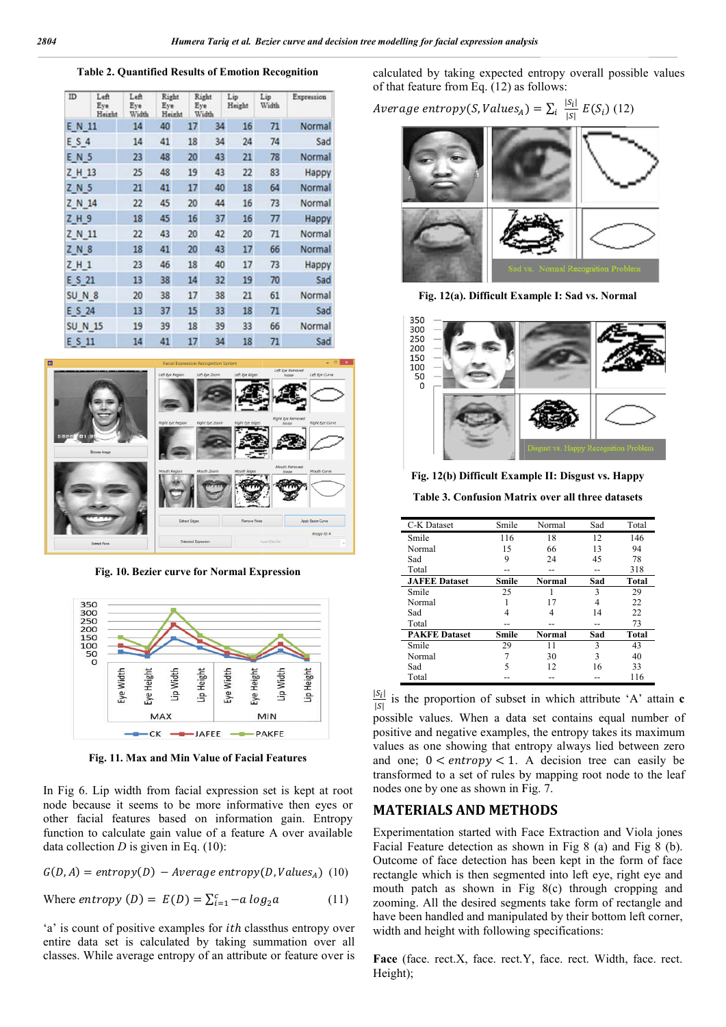**Table 2. Quantified Results of Emotion Recognition**

| ID | Left Eye Height | Left Eye Width | Right Eye Height | Right Eye Width | Lip Height | Lip Width | Expression |
|---|---|---|---|---|---|---|---|
| E_N_11 | 14 | 40 | 17 | 34 | 16 | 71 | Normal |
| E_S_4 | 14 | 41 | 18 | 34 | 24 | 74 | Sad |
| E_N_5 | 23 | 48 | 20 | 43 | 21 | 78 | Normal |
| Z_H_13 | 25 | 48 | 19 | 43 | 22 | 83 | Happy |
| Z_N_5 | 21 | 41 | 17 | 40 | 18 | 64 | Normal |
| Z_N_14 | 22 | 45 | 20 | 44 | 16 | 73 | Normal |
| Z_H_9 | 18 | 45 | 16 | 37 | 16 | 77 | Happy |
| Z_N_11 | 22 | 43 | 20 | 42 | 20 | 71 | Normal |
| Z_N_8 | 18 | 41 | 20 | 43 | 17 | 66 | Normal |
| Z_H_1 | 23 | 46 | 18 | 40 | 17 | 73 | Happy |
| E_S_21 | 13 | 38 | 14 | 32 | 19 | 70 | Sad |
| SU_N_8 | 20 | 38 | 17 | 38 | 21 | 61 | Normal |
| E_S_24 | 13 | 37 | 15 | 33 | 18 | 71 | Sad |
| SU_N_15 | 19 | 39 | 18 | 39 | 33 | 66 | Normal |
| E_S_11 | 14 | 41 | 17 | 34 | 18 | 71 | Sad |

Fig. 10. Bezier curve for Normal Expression

Fig. 11. Max and Min Value of Facial Features

In Fig 6. Lip width from facial expression set is kept at root node because it seems to be more informative then eyes or other facial features based on information gain. Entropy function to calculate gain value of a feature A over available data collection $D$ is given in Eq. (10):

$$G(D, A) = entropy(D) - Average\ entropy(D, Values_A) \quad (10)$$

Where $entropy\ (D) = E(D) = \sum_{i=1}^{c} -a\ log_2 a \quad (11)$

'a' is count of positive examples for $ith$ classthus entropy over entire data set is calculated by taking summation over all classes. While average entropy of an attribute or feature over is calculated by taking expected entropy overall possible values of that feature from Eq. (12) as follows:

$$Average\ entropy(S, Values_A) = \sum_i \frac{|S_i|}{|S|} E(S_i) \quad (12)$$

Fig. 12(a). Difficult Example I: Sad vs. Normal

Fig. 12(b) Difficult Example II: Disgust vs. Happy

**Table 3. Confusion Matrix over all three datasets**

| C-K Dataset | Smile | Normal | Sad | Total |
|---|---|---|---|---|
| Smile | 116 | 18 | 12 | 146 |
| Normal | 15 | 66 | 13 | 94 |
| Sad | 9 | 24 | 45 | 78 |
| Total | -- | -- | -- | 318 |
| **JAFEE Dataset** | **Smile** | **Normal** | **Sad** | **Total** |
| Smile | 25 | 1 | 3 | 29 |
| Normal | 1 | 17 | 4 | 22 |
| Sad | 4 | 4 | 14 | 22 |
| Total | -- | -- | -- | 73 |
| **PAKFE Dataset** | **Smile** | **Normal** | **Sad** | **Total** |
| Smile | 29 | 11 | 3 | 43 |
| Normal | 7 | 30 | 3 | 40 |
| Sad | 5 | 12 | 16 | 33 |
| Total | -- | -- | -- | 116 |

$\frac{|S_i|}{|S|}$ is the proportion of subset in which attribute 'A' attain **c** possible values. When a data set contains equal number of positive and negative examples, the entropy takes its maximum values as one showing that entropy always lied between zero and one; $0 < entropy < 1$. A decision tree can easily be transformed to a set of rules by mapping root node to the leaf nodes one by one as shown in Fig. 7.

## MATERIALS AND METHODS

Experimentation started with Face Extraction and Viola jones Facial Feature detection as shown in Fig 8 (a) and Fig 8 (b). Outcome of face detection has been kept in the form of face rectangle which is then segmented into left eye, right eye and mouth patch as shown in Fig 8(c) through cropping and zooming. All the desired segments take form of rectangle and have been handled and manipulated by their bottom left corner, width and height with following specifications:

**Face** (face. rect.X, face. rect.Y, face. rect. Width, face. rect. Height);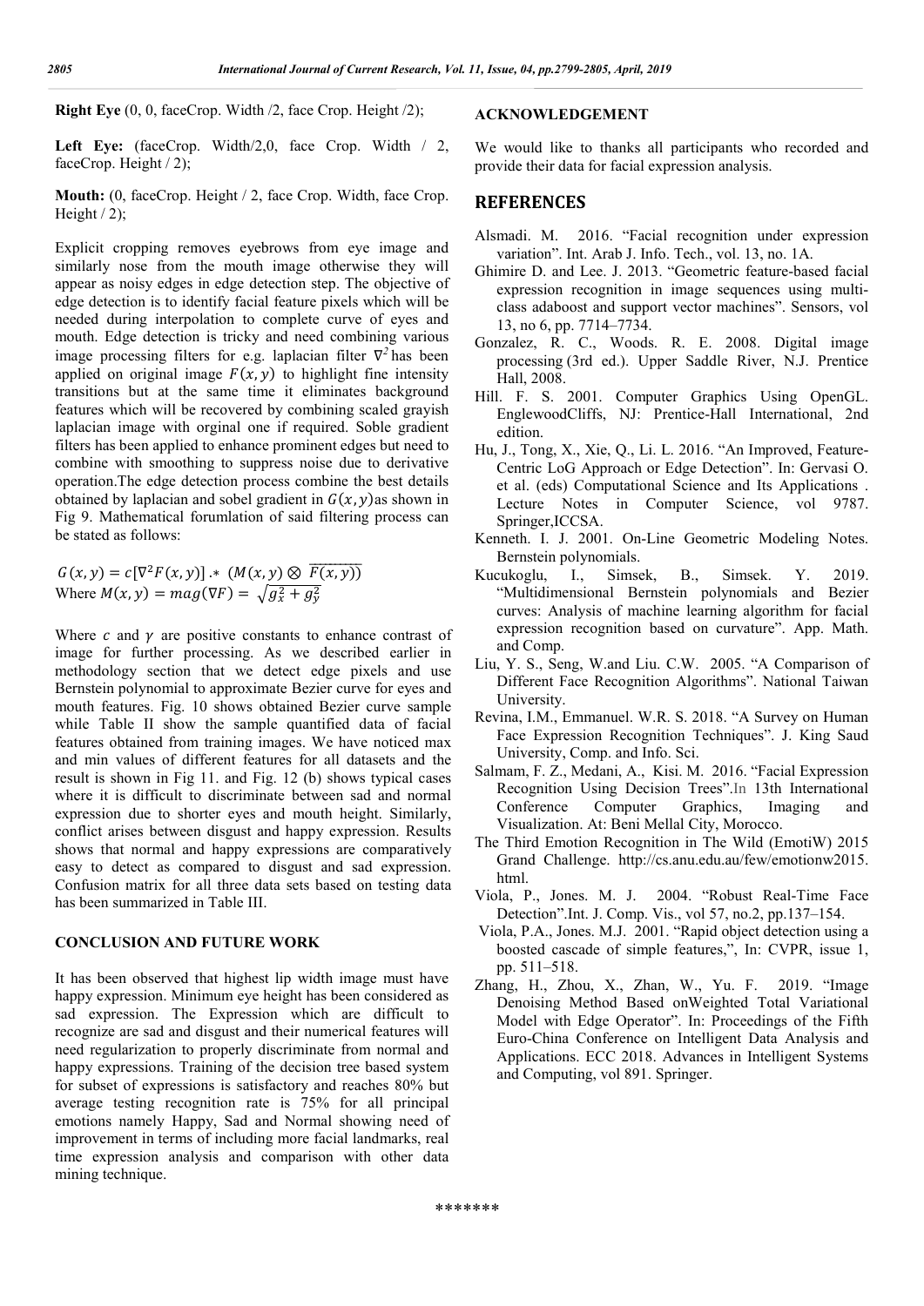**Right Eye** (0, 0, faceCrop. Width /2, face Crop. Height /2);

**Left Eye:** (faceCrop. Width/2,0, face Crop. Width / 2, faceCrop. Height / 2);

**Mouth:** (0, faceCrop. Height / 2, face Crop. Width, face Crop. Height / 2);

Explicit cropping removes eyebrows from eye image and similarly nose from the mouth image otherwise they will appear as noisy edges in edge detection step. The objective of edge detection is to identify facial feature pixels which will be needed during interpolation to complete curve of eyes and mouth. Edge detection is tricky and need combining various image processing filters for e.g. laplacian filter $\nabla^2$ has been applied on original image $F(x, y)$ to highlight fine intensity transitions but at the same time it eliminates background features which will be recovered by combining scaled grayish laplacian image with orginal one if required. Soble gradient filters has been applied to enhance prominent edges but need to combine with smoothing to suppress noise due to derivative operation.The edge detection process combine the best details obtained by laplacian and sobel gradient in $G(x, y)$as shown in Fig 9. Mathematical forumlation of said filtering process can be stated as follows:

$$G(x, y) = c[\nabla^2 F(x, y)] .* \ (M(x, y) \otimes \overline{F(x, y))}$$

Where $M(x, y) = mag(\nabla F) = \sqrt{g_x^2 + g_y^2}$

Where $c$ and $\gamma$ are positive constants to enhance contrast of image for further processing. As we described earlier in methodology section that we detect edge pixels and use Bernstein polynomial to approximate Bezier curve for eyes and mouth features. Fig. 10 shows obtained Bezier curve sample while Table II show the sample quantified data of facial features obtained from training images. We have noticed max and min values of different features for all datasets and the result is shown in Fig 11. and Fig. 12 (b) shows typical cases where it is difficult to discriminate between sad and normal expression due to shorter eyes and mouth height. Similarly, conflict arises between disgust and happy expression. Results shows that normal and happy expressions are comparatively easy to detect as compared to disgust and sad expression. Confusion matrix for all three data sets based on testing data has been summarized in Table III.

## CONCLUSION AND FUTURE WORK

It has been observed that highest lip width image must have happy expression. Minimum eye height has been considered as sad expression. The Expression which are difficult to recognize are sad and disgust and their numerical features will need regularization to properly discriminate from normal and happy expressions. Training of the decision tree based system for subset of expressions is satisfactory and reaches 80% but average testing recognition rate is 75% for all principal emotions namely Happy, Sad and Normal showing need of improvement in terms of including more facial landmarks, real time expression analysis and comparison with other data mining technique.

## ACKNOWLEDGEMENT

We would like to thanks all participants who recorded and provide their data for facial expression analysis.

## REFERENCES

Alsmadi. M. 2016. "Facial recognition under expression variation". Int. Arab J. Info. Tech., vol. 13, no. 1A.

Ghimire D. and Lee. J. 2013. "Geometric feature-based facial expression recognition in image sequences using multi-class adaboost and support vector machines". Sensors, vol 13, no 6, pp. 7714–7734.

Gonzalez, R. C., Woods. R. E. 2008. Digital image processing (3rd ed.). Upper Saddle River, N.J. Prentice Hall, 2008.

Hill. F. S. 2001. Computer Graphics Using OpenGL. EnglewoodCliffs, NJ: Prentice-Hall International, 2nd edition.

Hu, J., Tong, X., Xie, Q., Li. L. 2016. "An Improved, Feature-Centric LoG Approach or Edge Detection". In: Gervasi O. et al. (eds) Computational Science and Its Applications . Lecture Notes in Computer Science, vol 9787. Springer,ICCSA.

Kenneth. I. J. 2001. On-Line Geometric Modeling Notes. Bernstein polynomials.

Kucukoglu, I., Simsek, B., Simsek. Y. 2019. "Multidimensional Bernstein polynomials and Bezier curves: Analysis of machine learning algorithm for facial expression recognition based on curvature". App. Math. and Comp.

Liu, Y. S., Seng, W.and Liu. C.W. 2005. "A Comparison of Different Face Recognition Algorithms". National Taiwan University.

Revina, I.M., Emmanuel. W.R. S. 2018. "A Survey on Human Face Expression Recognition Techniques". J. King Saud University, Comp. and Info. Sci.

Salmam, F. Z., Medani, A., Kisi. M. 2016. "Facial Expression Recognition Using Decision Trees".In 13th International Conference Computer Graphics, Imaging and Visualization. At: Beni Mellal City, Morocco.

The Third Emotion Recognition in The Wild (EmotiW) 2015 Grand Challenge. http://cs.anu.edu.au/few/emotionw2015.html.

Viola, P., Jones. M. J. 2004. "Robust Real-Time Face Detection".Int. J. Comp. Vis., vol 57, no.2, pp.137–154.

Viola, P.A., Jones. M.J. 2001. "Rapid object detection using a boosted cascade of simple features,", In: CVPR, issue 1, pp. 511–518.

Zhang, H., Zhou, X., Zhan, W., Yu. F. 2019. "Image Denoising Method Based onWeighted Total Variational Model with Edge Operator". In: Proceedings of the Fifth Euro-China Conference on Intelligent Data Analysis and Applications. ECC 2018. Advances in Intelligent Systems and Computing, vol 891. Springer.

\*\*\*\*\*\*\*